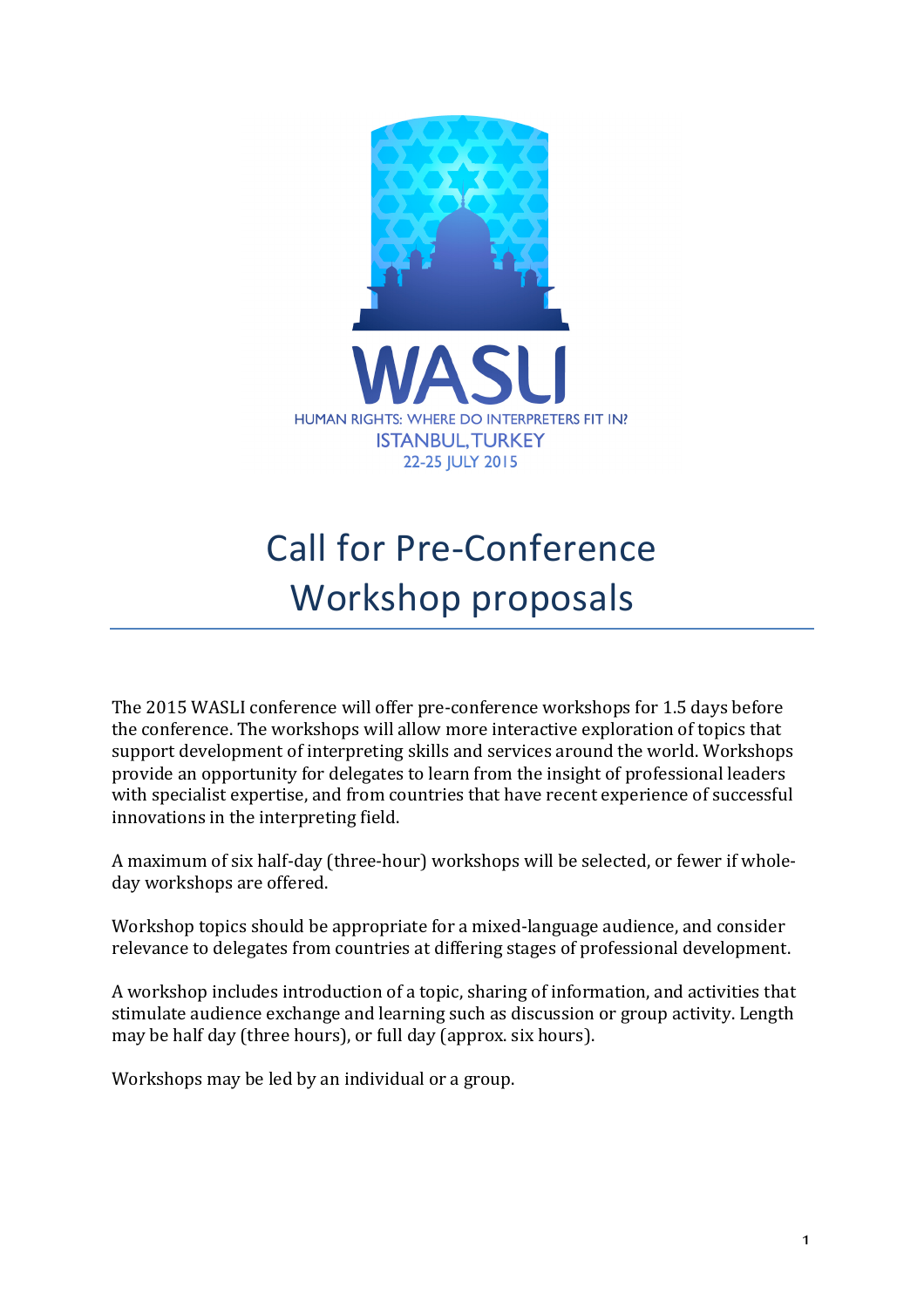WASLI

HUMAN RIGHTS: WHERE DO INTERPRETERS FIT IN?

ISTANBUL, TURKEY

22-25 JULY 2015

# Call for Pre-Conference Workshop proposals

The 2015 WASLI conference will offer pre-conference workshops for 1.5 days before the conference. The workshops will allow more interactive exploration of topics that support development of interpreting skills and services around the world. Workshops provide an opportunity for delegates to learn from the insight of professional leaders with specialist expertise, and from countries that have recent experience of successful innovations in the interpreting field.

A maximum of six half-day (three-hour) workshops will be selected, or fewer if whole-day workshops are offered.

Workshop topics should be appropriate for a mixed-language audience, and consider relevance to delegates from countries at differing stages of professional development.

A workshop includes introduction of a topic, sharing of information, and activities that stimulate audience exchange and learning such as discussion or group activity. Length may be half day (three hours), or full day (approx. six hours).

Workshops may be led by an individual or a group.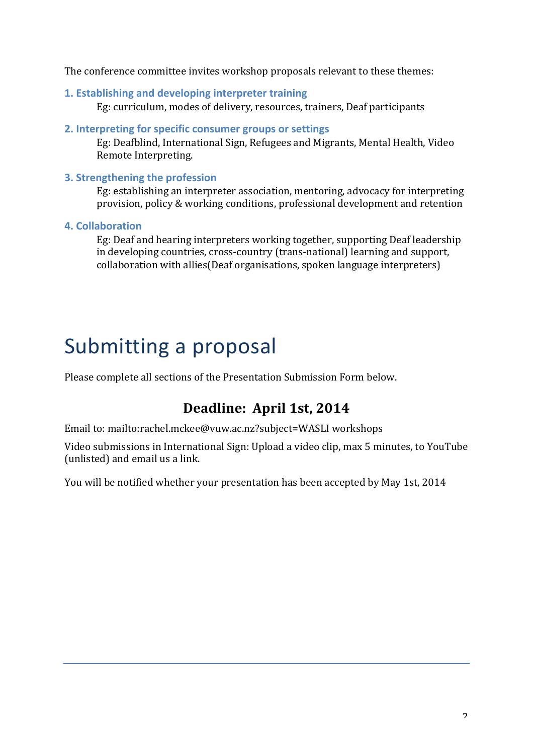The conference committee invites workshop proposals relevant to these themes:

### 1. Establishing and developing interpreter training

Eg: curriculum, modes of delivery, resources, trainers, Deaf participants

### 2. Interpreting for specific consumer groups or settings

Eg: Deafblind, International Sign, Refugees and Migrants, Mental Health, Video Remote Interpreting.

### 3. Strengthening the profession

Eg: establishing an interpreter association, mentoring, advocacy for interpreting provision, policy & working conditions, professional development and retention

### 4. Collaboration

Eg: Deaf and hearing interpreters working together, supporting Deaf leadership in developing countries, cross-country (trans-national) learning and support, collaboration with allies(Deaf organisations, spoken language interpreters)

# Submitting a proposal

Please complete all sections of the Presentation Submission Form below.

## Deadline: April 1st, 2014

Email to: mailto:rachel.mckee@vuw.ac.nz?subject=WASLI workshops

Video submissions in International Sign: Upload a video clip, max 5 minutes, to YouTube (unlisted) and email us a link.

You will be notified whether your presentation has been accepted by May 1st, 2014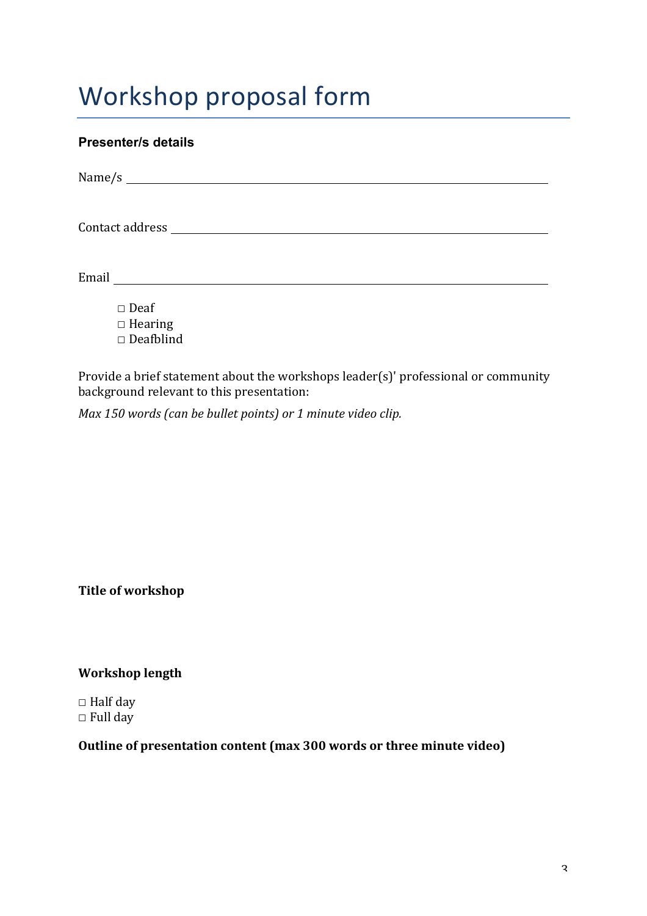# Workshop proposal form

**Presenter/s details**

Name/s \_\_\_\_\_\_\_\_\_\_\_\_\_\_\_\_\_\_\_\_\_\_\_\_\_\_\_\_\_\_\_\_\_\_\_\_\_\_\_\_

Contact address \_\_\_\_\_\_\_\_\_\_\_\_\_\_\_\_\_\_\_\_\_\_\_\_\_\_\_\_\_\_\_\_\_\_\_\_\_\_\_\_

Email \_\_\_\_\_\_\_\_\_\_\_\_\_\_\_\_\_\_\_\_\_\_\_\_\_\_\_\_\_\_\_\_\_\_\_\_\_\_\_\_

- □ Deaf
- □ Hearing
- □ Deafblind

Provide a brief statement about the workshops leader(s)' professional or community background relevant to this presentation:

*Max 150 words (can be bullet points) or 1 minute video clip.*

**Title of workshop**

**Workshop length**

- □ Half day
- □ Full day

**Outline of presentation content (max 300 words or three minute video)**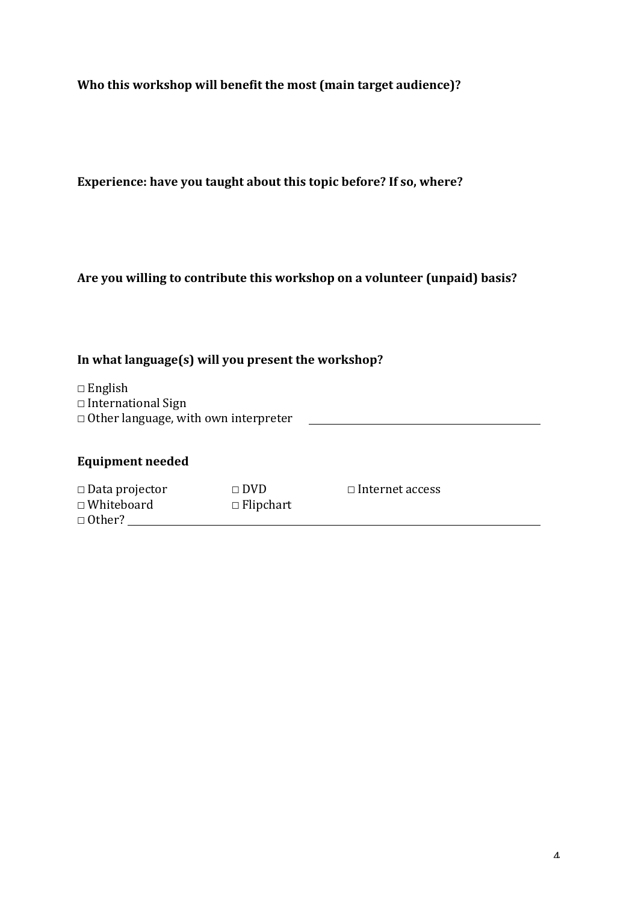**Who this workshop will benefit the most (main target audience)?**

**Experience: have you taught about this topic before? If so, where?**

**Are you willing to contribute this workshop on a volunteer (unpaid) basis?**

**In what language(s) will you present the workshop?**

□ English
□ International Sign
□ Other language, with own interpreter ______________________

**Equipment needed**

□ Data projector □ DVD □ Internet access
□ Whiteboard □ Flipchart
□ Other? ______________________